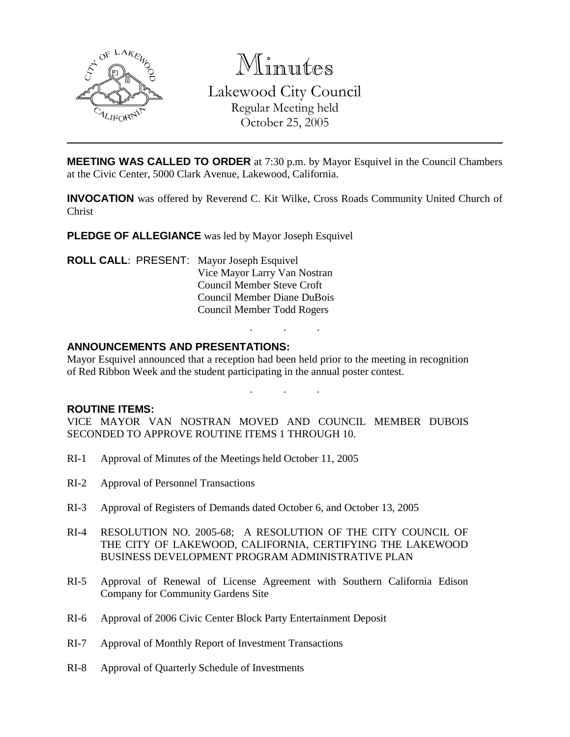# Minutes

## Lakewood City Council

Regular Meeting held
October 25, 2005

---

**MEETING WAS CALLED TO ORDER** at 7:30 p.m. by Mayor Esquivel in the Council Chambers at the Civic Center, 5000 Clark Avenue, Lakewood, California.

**INVOCATION** was offered by Reverend C. Kit Wilke, Cross Roads Community United Church of Christ

**PLEDGE OF ALLEGIANCE** was led by Mayor Joseph Esquivel

**ROLL CALL**: PRESENT: Mayor Joseph Esquivel
Vice Mayor Larry Van Nostran
Council Member Steve Croft
Council Member Diane DuBois
Council Member Todd Rogers

. . .

**ANNOUNCEMENTS AND PRESENTATIONS:**

Mayor Esquivel announced that a reception had been held prior to the meeting in recognition of Red Ribbon Week and the student participating in the annual poster contest.

. . .

**ROUTINE ITEMS:**

VICE MAYOR VAN NOSTRAN MOVED AND COUNCIL MEMBER DUBOIS SECONDED TO APPROVE ROUTINE ITEMS 1 THROUGH 10.

RI-1 Approval of Minutes of the Meetings held October 11, 2005

RI-2 Approval of Personnel Transactions

RI-3 Approval of Registers of Demands dated October 6, and October 13, 2005

RI-4 RESOLUTION NO. 2005-68; A RESOLUTION OF THE CITY COUNCIL OF THE CITY OF LAKEWOOD, CALIFORNIA, CERTIFYING THE LAKEWOOD BUSINESS DEVELOPMENT PROGRAM ADMINISTRATIVE PLAN

RI-5 Approval of Renewal of License Agreement with Southern California Edison Company for Community Gardens Site

RI-6 Approval of 2006 Civic Center Block Party Entertainment Deposit

RI-7 Approval of Monthly Report of Investment Transactions

RI-8 Approval of Quarterly Schedule of Investments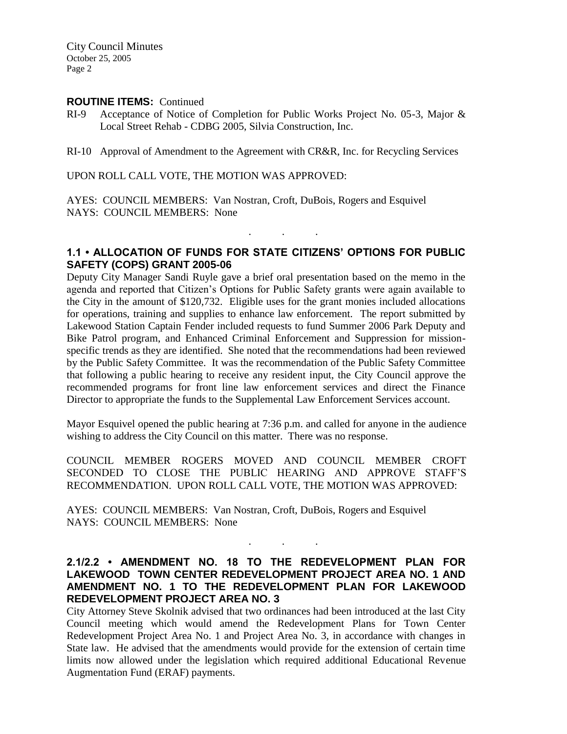**ROUTINE ITEMS:** Continued

RI-9 Acceptance of Notice of Completion for Public Works Project No. 05-3, Major & Local Street Rehab - CDBG 2005, Silvia Construction, Inc.

RI-10 Approval of Amendment to the Agreement with CR&R, Inc. for Recycling Services

UPON ROLL CALL VOTE, THE MOTION WAS APPROVED:

AYES: COUNCIL MEMBERS: Van Nostran, Croft, DuBois, Rogers and Esquivel
NAYS: COUNCIL MEMBERS: None

. . .

## 1.1 • ALLOCATION OF FUNDS FOR STATE CITIZENS' OPTIONS FOR PUBLIC SAFETY (COPS) GRANT 2005-06

Deputy City Manager Sandi Ruyle gave a brief oral presentation based on the memo in the agenda and reported that Citizen's Options for Public Safety grants were again available to the City in the amount of $120,732. Eligible uses for the grant monies included allocations for operations, training and supplies to enhance law enforcement. The report submitted by Lakewood Station Captain Fender included requests to fund Summer 2006 Park Deputy and Bike Patrol program, and Enhanced Criminal Enforcement and Suppression for mission-specific trends as they are identified. She noted that the recommendations had been reviewed by the Public Safety Committee. It was the recommendation of the Public Safety Committee that following a public hearing to receive any resident input, the City Council approve the recommended programs for front line law enforcement services and direct the Finance Director to appropriate the funds to the Supplemental Law Enforcement Services account.

Mayor Esquivel opened the public hearing at 7:36 p.m. and called for anyone in the audience wishing to address the City Council on this matter. There was no response.

COUNCIL MEMBER ROGERS MOVED AND COUNCIL MEMBER CROFT SECONDED TO CLOSE THE PUBLIC HEARING AND APPROVE STAFF'S RECOMMENDATION. UPON ROLL CALL VOTE, THE MOTION WAS APPROVED:

AYES: COUNCIL MEMBERS: Van Nostran, Croft, DuBois, Rogers and Esquivel
NAYS: COUNCIL MEMBERS: None

. . .

## 2.1/2.2 • AMENDMENT NO. 18 TO THE REDEVELOPMENT PLAN FOR LAKEWOOD TOWN CENTER REDEVELOPMENT PROJECT AREA NO. 1 AND AMENDMENT NO. 1 TO THE REDEVELOPMENT PLAN FOR LAKEWOOD REDEVELOPMENT PROJECT AREA NO. 3

City Attorney Steve Skolnik advised that two ordinances had been introduced at the last City Council meeting which would amend the Redevelopment Plans for Town Center Redevelopment Project Area No. 1 and Project Area No. 3, in accordance with changes in State law. He advised that the amendments would provide for the extension of certain time limits now allowed under the legislation which required additional Educational Revenue Augmentation Fund (ERAF) payments.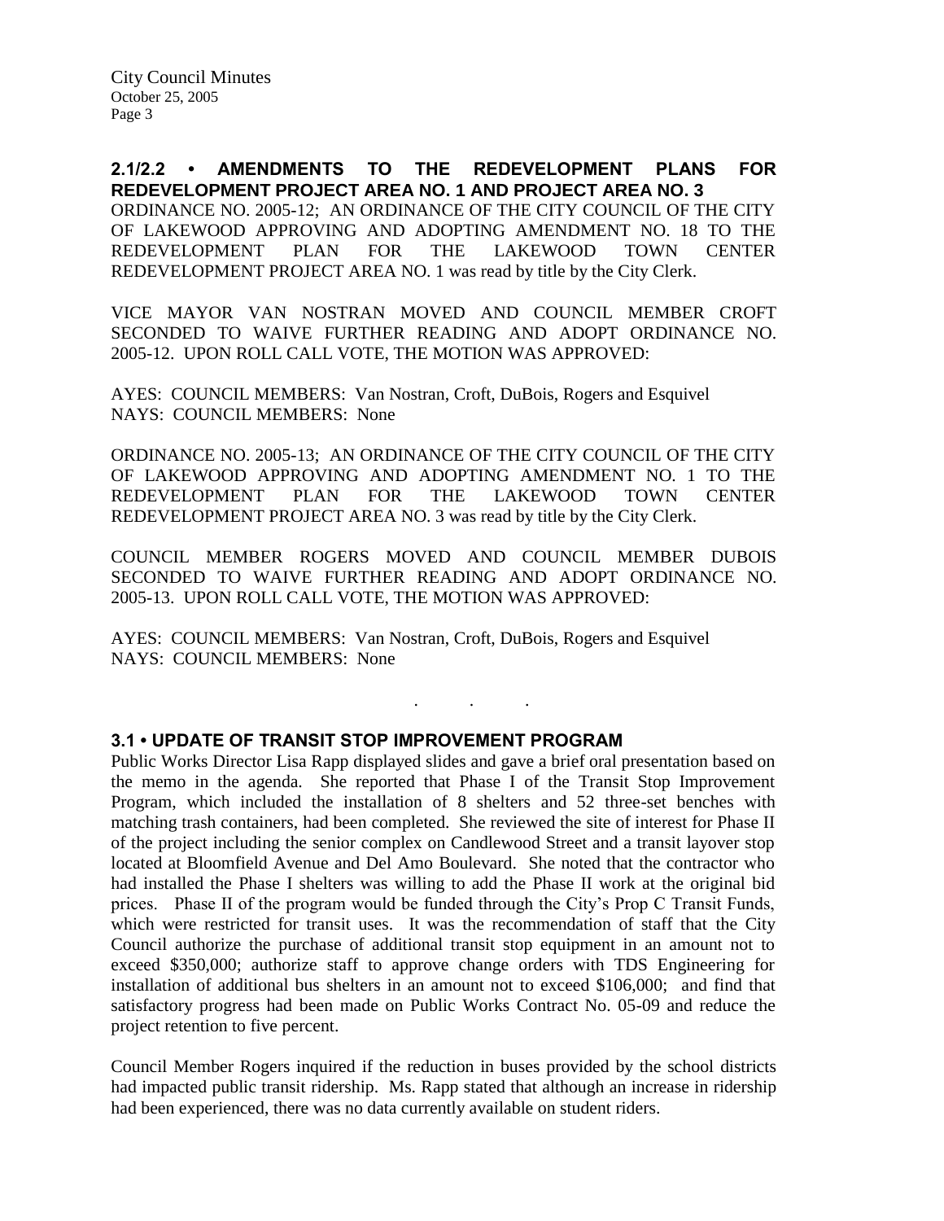## 2.1/2.2 • AMENDMENTS TO THE REDEVELOPMENT PLANS FOR REDEVELOPMENT PROJECT AREA NO. 1 AND PROJECT AREA NO. 3

ORDINANCE NO. 2005-12; AN ORDINANCE OF THE CITY COUNCIL OF THE CITY OF LAKEWOOD APPROVING AND ADOPTING AMENDMENT NO. 18 TO THE REDEVELOPMENT PLAN FOR THE LAKEWOOD TOWN CENTER REDEVELOPMENT PROJECT AREA NO. 1 was read by title by the City Clerk.

VICE MAYOR VAN NOSTRAN MOVED AND COUNCIL MEMBER CROFT SECONDED TO WAIVE FURTHER READING AND ADOPT ORDINANCE NO. 2005-12. UPON ROLL CALL VOTE, THE MOTION WAS APPROVED:

AYES: COUNCIL MEMBERS: Van Nostran, Croft, DuBois, Rogers and Esquivel
NAYS: COUNCIL MEMBERS: None

ORDINANCE NO. 2005-13; AN ORDINANCE OF THE CITY COUNCIL OF THE CITY OF LAKEWOOD APPROVING AND ADOPTING AMENDMENT NO. 1 TO THE REDEVELOPMENT PLAN FOR THE LAKEWOOD TOWN CENTER REDEVELOPMENT PROJECT AREA NO. 3 was read by title by the City Clerk.

COUNCIL MEMBER ROGERS MOVED AND COUNCIL MEMBER DUBOIS SECONDED TO WAIVE FURTHER READING AND ADOPT ORDINANCE NO. 2005-13. UPON ROLL CALL VOTE, THE MOTION WAS APPROVED:

AYES: COUNCIL MEMBERS: Van Nostran, Croft, DuBois, Rogers and Esquivel
NAYS: COUNCIL MEMBERS: None

. . .

## 3.1 • UPDATE OF TRANSIT STOP IMPROVEMENT PROGRAM

Public Works Director Lisa Rapp displayed slides and gave a brief oral presentation based on the memo in the agenda. She reported that Phase I of the Transit Stop Improvement Program, which included the installation of 8 shelters and 52 three-set benches with matching trash containers, had been completed. She reviewed the site of interest for Phase II of the project including the senior complex on Candlewood Street and a transit layover stop located at Bloomfield Avenue and Del Amo Boulevard. She noted that the contractor who had installed the Phase I shelters was willing to add the Phase II work at the original bid prices. Phase II of the program would be funded through the City's Prop C Transit Funds, which were restricted for transit uses. It was the recommendation of staff that the City Council authorize the purchase of additional transit stop equipment in an amount not to exceed $350,000; authorize staff to approve change orders with TDS Engineering for installation of additional bus shelters in an amount not to exceed $106,000; and find that satisfactory progress had been made on Public Works Contract No. 05-09 and reduce the project retention to five percent.

Council Member Rogers inquired if the reduction in buses provided by the school districts had impacted public transit ridership. Ms. Rapp stated that although an increase in ridership had been experienced, there was no data currently available on student riders.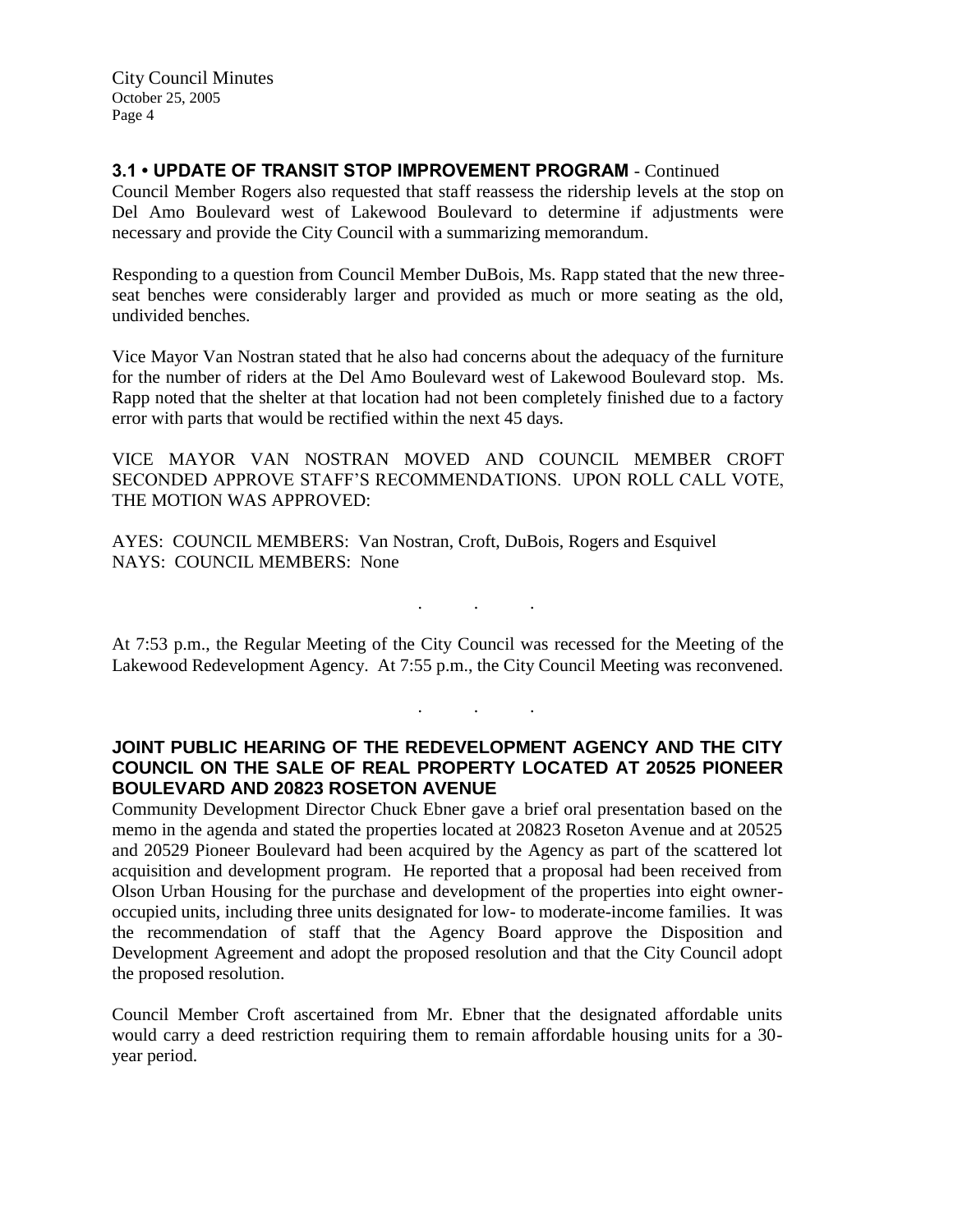### 3.1 • UPDATE OF TRANSIT STOP IMPROVEMENT PROGRAM - Continued

Council Member Rogers also requested that staff reassess the ridership levels at the stop on Del Amo Boulevard west of Lakewood Boulevard to determine if adjustments were necessary and provide the City Council with a summarizing memorandum.

Responding to a question from Council Member DuBois, Ms. Rapp stated that the new three-seat benches were considerably larger and provided as much or more seating as the old, undivided benches.

Vice Mayor Van Nostran stated that he also had concerns about the adequacy of the furniture for the number of riders at the Del Amo Boulevard west of Lakewood Boulevard stop. Ms. Rapp noted that the shelter at that location had not been completely finished due to a factory error with parts that would be rectified within the next 45 days.

VICE MAYOR VAN NOSTRAN MOVED AND COUNCIL MEMBER CROFT SECONDED APPROVE STAFF'S RECOMMENDATIONS. UPON ROLL CALL VOTE, THE MOTION WAS APPROVED:

AYES: COUNCIL MEMBERS: Van Nostran, Croft, DuBois, Rogers and Esquivel
NAYS: COUNCIL MEMBERS: None

. . .

At 7:53 p.m., the Regular Meeting of the City Council was recessed for the Meeting of the Lakewood Redevelopment Agency. At 7:55 p.m., the City Council Meeting was reconvened.

. . .

### JOINT PUBLIC HEARING OF THE REDEVELOPMENT AGENCY AND THE CITY COUNCIL ON THE SALE OF REAL PROPERTY LOCATED AT 20525 PIONEER BOULEVARD AND 20823 ROSETON AVENUE

Community Development Director Chuck Ebner gave a brief oral presentation based on the memo in the agenda and stated the properties located at 20823 Roseton Avenue and at 20525 and 20529 Pioneer Boulevard had been acquired by the Agency as part of the scattered lot acquisition and development program. He reported that a proposal had been received from Olson Urban Housing for the purchase and development of the properties into eight owner-occupied units, including three units designated for low- to moderate-income families. It was the recommendation of staff that the Agency Board approve the Disposition and Development Agreement and adopt the proposed resolution and that the City Council adopt the proposed resolution.

Council Member Croft ascertained from Mr. Ebner that the designated affordable units would carry a deed restriction requiring them to remain affordable housing units for a 30-year period.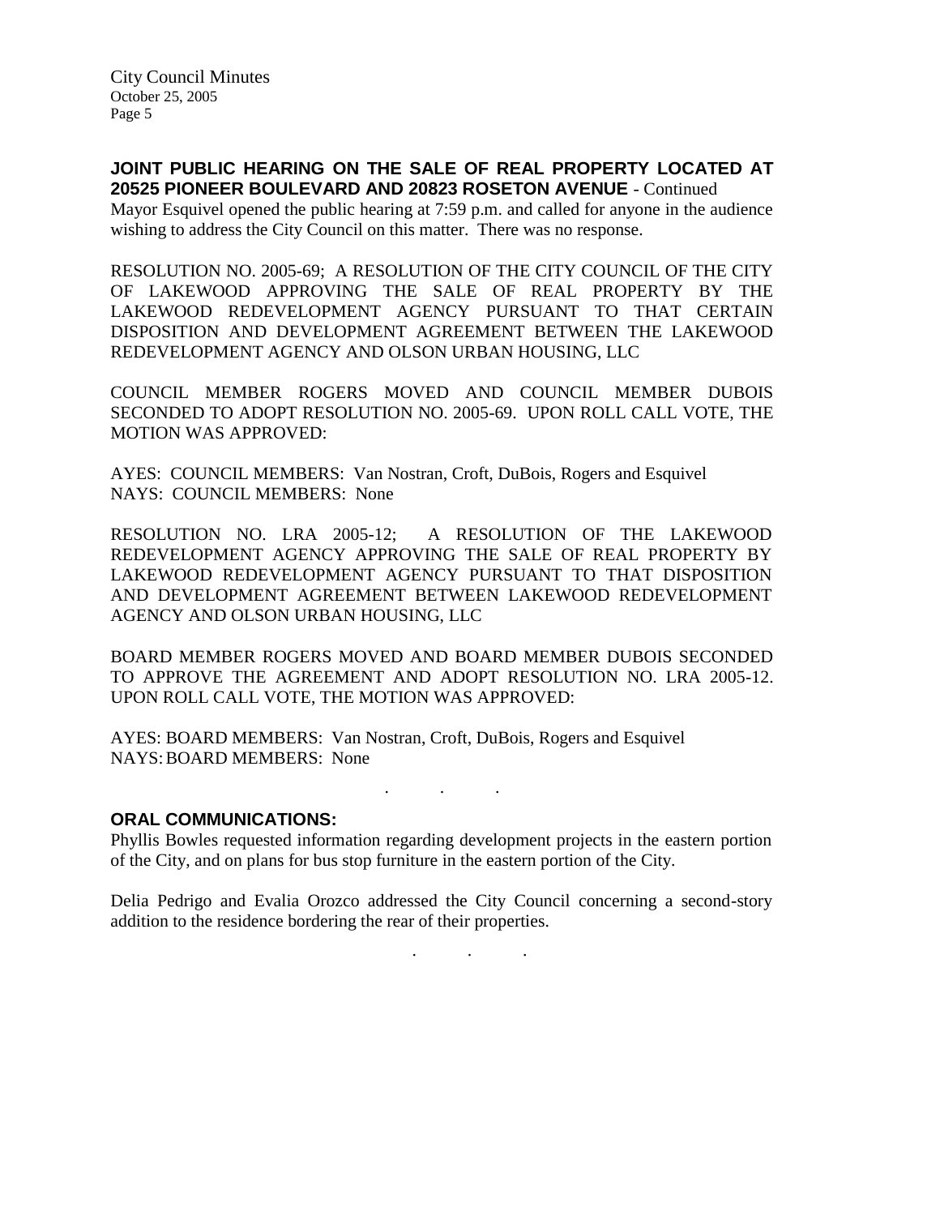## JOINT PUBLIC HEARING ON THE SALE OF REAL PROPERTY LOCATED AT 20525 PIONEER BOULEVARD AND 20823 ROSETON AVENUE - Continued

Mayor Esquivel opened the public hearing at 7:59 p.m. and called for anyone in the audience wishing to address the City Council on this matter. There was no response.

RESOLUTION NO. 2005-69; A RESOLUTION OF THE CITY COUNCIL OF THE CITY OF LAKEWOOD APPROVING THE SALE OF REAL PROPERTY BY THE LAKEWOOD REDEVELOPMENT AGENCY PURSUANT TO THAT CERTAIN DISPOSITION AND DEVELOPMENT AGREEMENT BETWEEN THE LAKEWOOD REDEVELOPMENT AGENCY AND OLSON URBAN HOUSING, LLC

COUNCIL MEMBER ROGERS MOVED AND COUNCIL MEMBER DUBOIS SECONDED TO ADOPT RESOLUTION NO. 2005-69. UPON ROLL CALL VOTE, THE MOTION WAS APPROVED:

AYES: COUNCIL MEMBERS: Van Nostran, Croft, DuBois, Rogers and Esquivel
NAYS: COUNCIL MEMBERS: None

RESOLUTION NO. LRA 2005-12; A RESOLUTION OF THE LAKEWOOD REDEVELOPMENT AGENCY APPROVING THE SALE OF REAL PROPERTY BY LAKEWOOD REDEVELOPMENT AGENCY PURSUANT TO THAT DISPOSITION AND DEVELOPMENT AGREEMENT BETWEEN LAKEWOOD REDEVELOPMENT AGENCY AND OLSON URBAN HOUSING, LLC

BOARD MEMBER ROGERS MOVED AND BOARD MEMBER DUBOIS SECONDED TO APPROVE THE AGREEMENT AND ADOPT RESOLUTION NO. LRA 2005-12. UPON ROLL CALL VOTE, THE MOTION WAS APPROVED:

AYES: BOARD MEMBERS: Van Nostran, Croft, DuBois, Rogers and Esquivel
NAYS: BOARD MEMBERS: None

. . .

## ORAL COMMUNICATIONS:

Phyllis Bowles requested information regarding development projects in the eastern portion of the City, and on plans for bus stop furniture in the eastern portion of the City.

Delia Pedrigo and Evalia Orozco addressed the City Council concerning a second-story addition to the residence bordering the rear of their properties.

. . .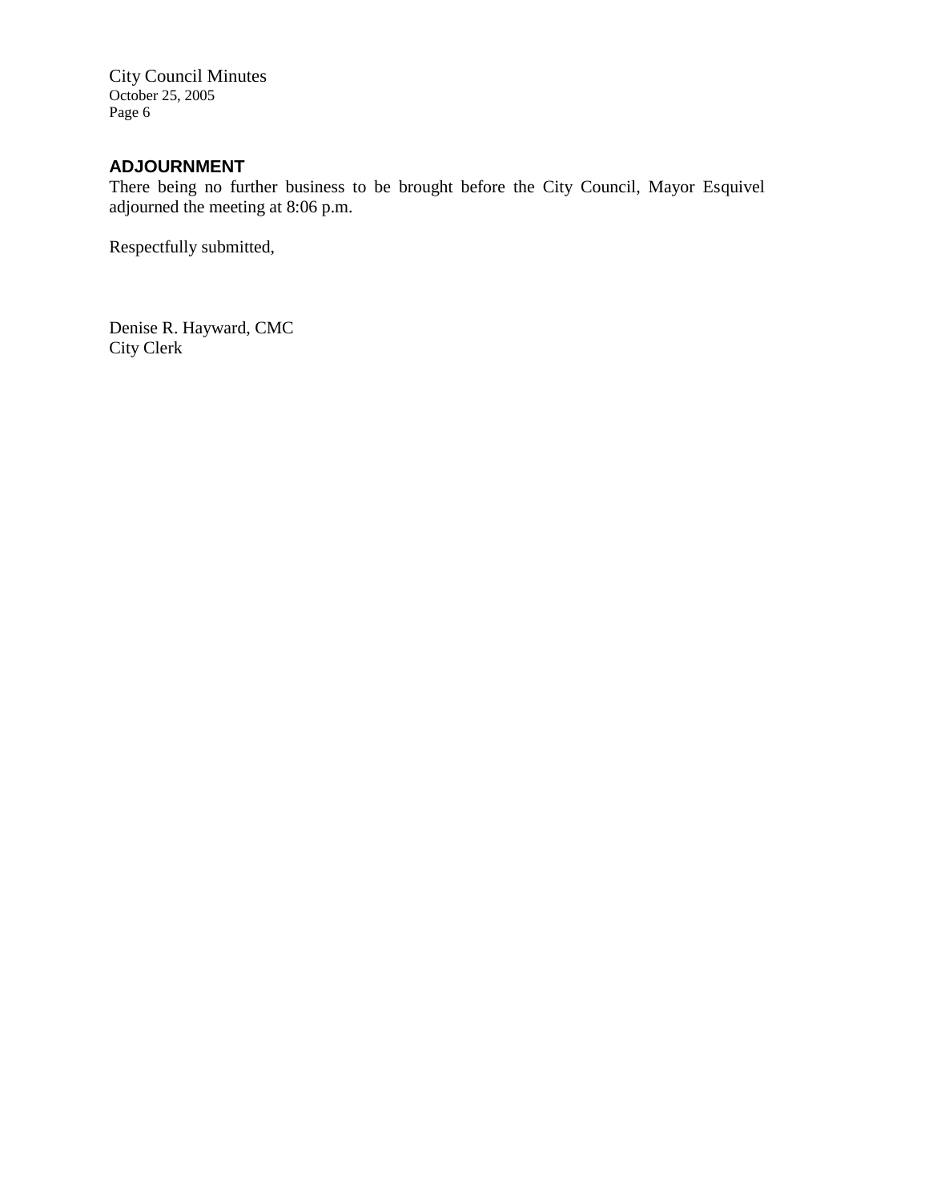## ADJOURNMENT

There being no further business to be brought before the City Council, Mayor Esquivel adjourned the meeting at 8:06 p.m.

Respectfully submitted,

Denise R. Hayward, CMC
City Clerk